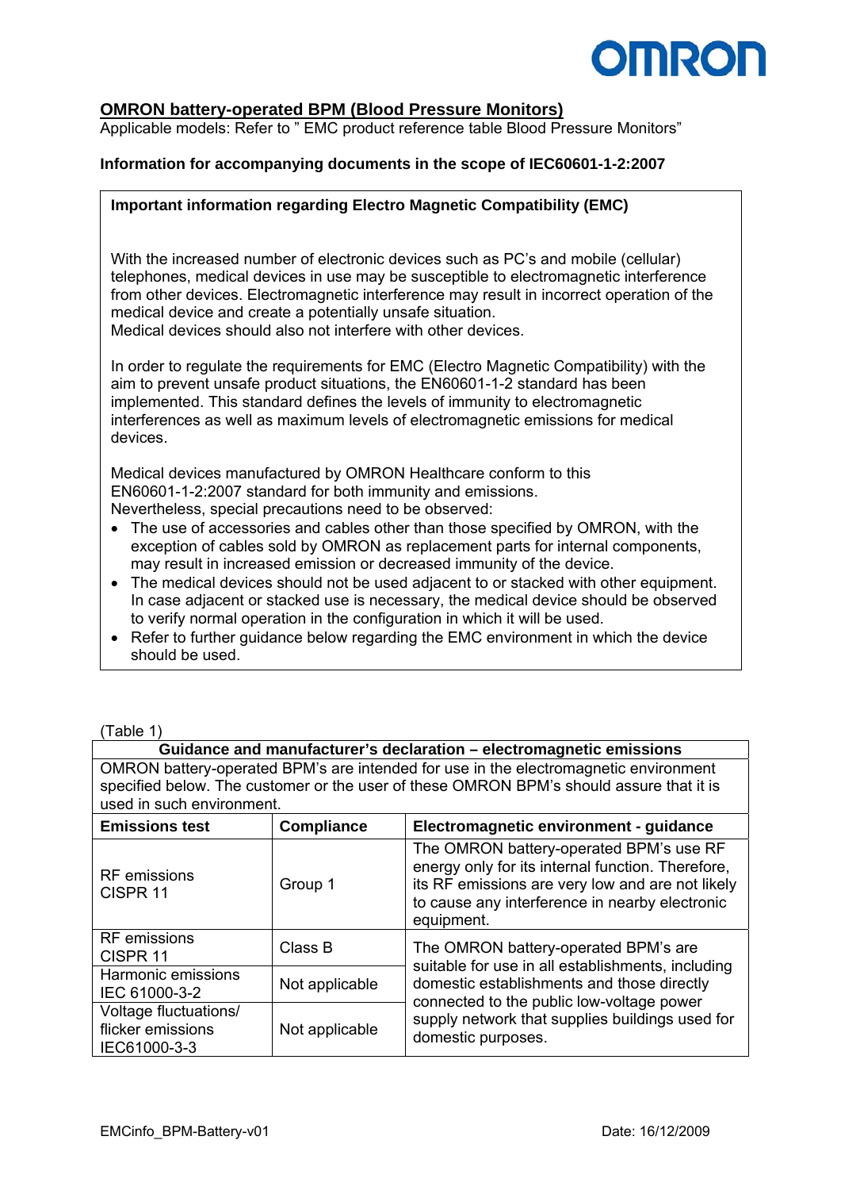## OMRON battery-operated BPM (Blood Pressure Monitors)

Applicable models: Refer to " EMC product reference table Blood Pressure Monitors"

**Information for accompanying documents in the scope of IEC60601-1-2:2007**

**Important information regarding Electro Magnetic Compatibility (EMC)**

With the increased number of electronic devices such as PC's and mobile (cellular) telephones, medical devices in use may be susceptible to electromagnetic interference from other devices. Electromagnetic interference may result in incorrect operation of the medical device and create a potentially unsafe situation.
Medical devices should also not interfere with other devices.

In order to regulate the requirements for EMC (Electro Magnetic Compatibility) with the aim to prevent unsafe product situations, the EN60601-1-2 standard has been implemented. This standard defines the levels of immunity to electromagnetic interferences as well as maximum levels of electromagnetic emissions for medical devices.

Medical devices manufactured by OMRON Healthcare conform to this EN60601-1-2:2007 standard for both immunity and emissions.
Nevertheless, special precautions need to be observed:

- The use of accessories and cables other than those specified by OMRON, with the exception of cables sold by OMRON as replacement parts for internal components, may result in increased emission or decreased immunity of the device.
- The medical devices should not be used adjacent to or stacked with other equipment. In case adjacent or stacked use is necessary, the medical device should be observed to verify normal operation in the configuration in which it will be used.
- Refer to further guidance below regarding the EMC environment in which the device should be used.

(Table 1)

| **Guidance and manufacturer's declaration – electromagnetic emissions** | | |
|---|---|---|
| OMRON battery-operated BPM's are intended for use in the electromagnetic environment specified below. The customer or the user of these OMRON BPM's should assure that it is used in such environment. | | |
| **Emissions test** | **Compliance** | **Electromagnetic environment - guidance** |
| RF emissions CISPR 11 | Group 1 | The OMRON battery-operated BPM's use RF energy only for its internal function. Therefore, its RF emissions are very low and are not likely to cause any interference in nearby electronic equipment. |
| RF emissions CISPR 11 | Class B | The OMRON battery-operated BPM's are suitable for use in all establishments, including domestic establishments and those directly connected to the public low-voltage power supply network that supplies buildings used for domestic purposes. |
| Harmonic emissions IEC 61000-3-2 | Not applicable | |
| Voltage fluctuations/ flicker emissions IEC61000-3-3 | Not applicable | |

EMCinfo_BPM-Battery-v01 Date: 16/12/2009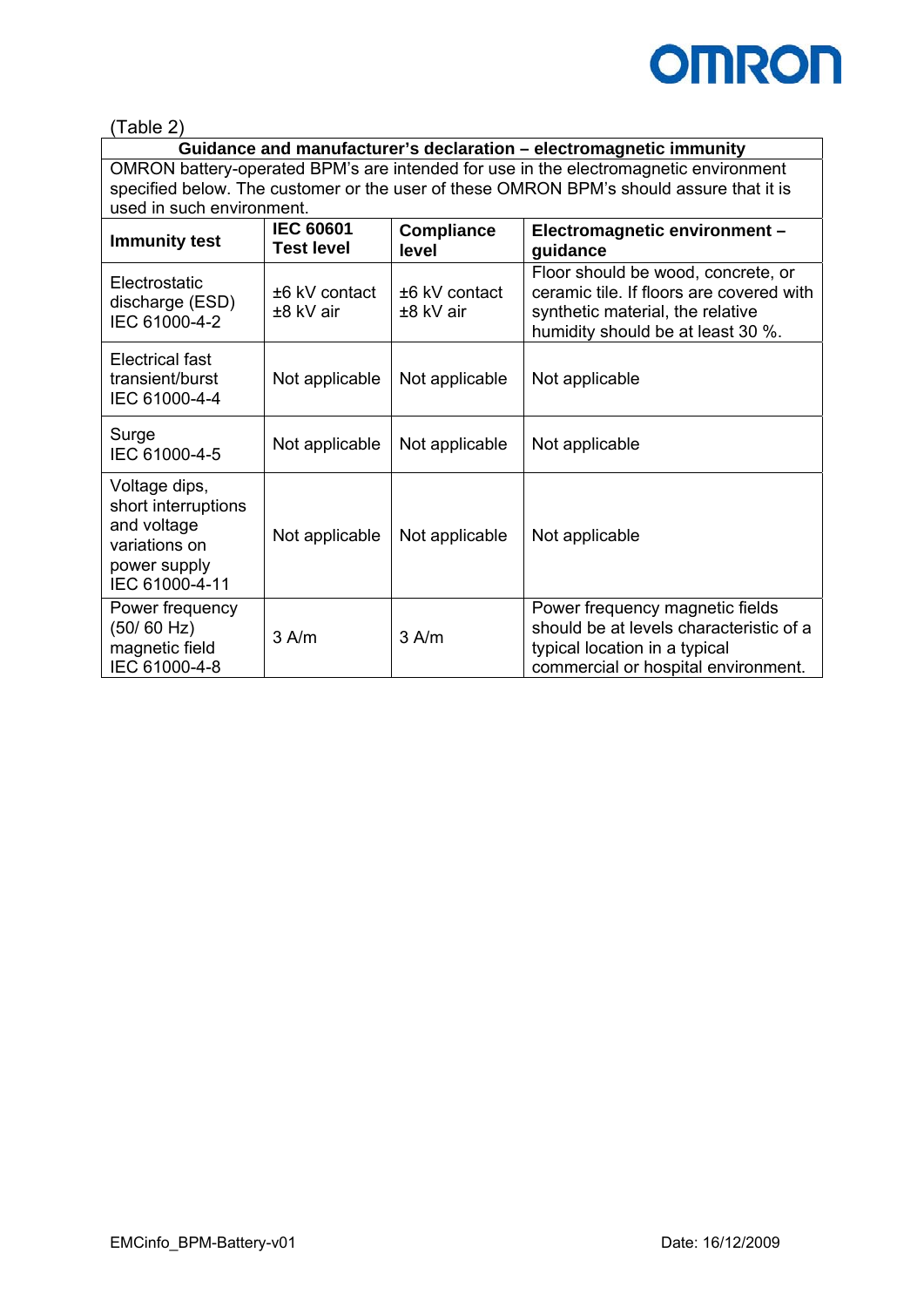(Table 2)

| Guidance and manufacturer's declaration – electromagnetic immunity | | | |
|---|---|---|---|
| OMRON battery-operated BPM's are intended for use in the electromagnetic environment specified below. The customer or the user of these OMRON BPM's should assure that it is used in such environment. | | | |
| **Immunity test** | **IEC 60601 Test level** | **Compliance level** | **Electromagnetic environment – guidance** |
| Electrostatic discharge (ESD) IEC 61000-4-2 | ±6 kV contact ±8 kV air | ±6 kV contact ±8 kV air | Floor should be wood, concrete, or ceramic tile. If floors are covered with synthetic material, the relative humidity should be at least 30 %. |
| Electrical fast transient/burst IEC 61000-4-4 | Not applicable | Not applicable | Not applicable |
| Surge IEC 61000-4-5 | Not applicable | Not applicable | Not applicable |
| Voltage dips, short interruptions and voltage variations on power supply IEC 61000-4-11 | Not applicable | Not applicable | Not applicable |
| Power frequency (50/ 60 Hz) magnetic field IEC 61000-4-8 | 3 A/m | 3 A/m | Power frequency magnetic fields should be at levels characteristic of a typical location in a typical commercial or hospital environment. |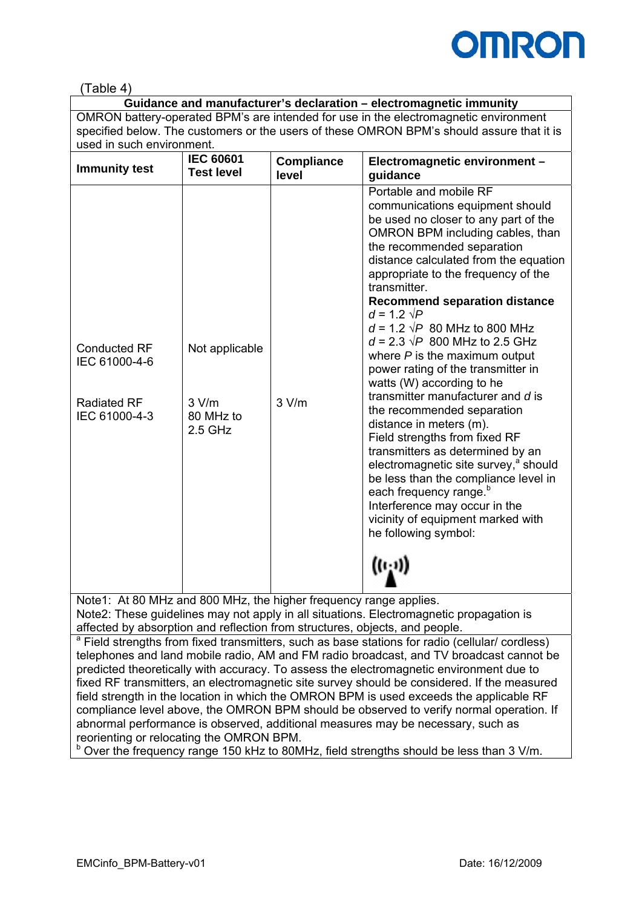(Table 4)

| Guidance and manufacturer's declaration – electromagnetic immunity | | | |
|---|---|---|---|
| OMRON battery-operated BPM's are intended for use in the electromagnetic environment specified below. The customers or the users of these OMRON BPM's should assure that it is used in such environment. | | | |
| **Immunity test** | **IEC 60601 Test level** | **Compliance level** | **Electromagnetic environment – guidance** |
| Conducted RF IEC 61000-4-6<br><br>Radiated RF IEC 61000-4-3 | Not applicable<br><br>3 V/m 80 MHz to 2.5 GHz | <br><br>3 V/m | Portable and mobile RF communications equipment should be used no closer to any part of the OMRON BPM including cables, than the recommended separation distance calculated from the equation appropriate to the frequency of the transmitter.<br>**Recommend separation distance**<br>$d = 1.2\ \sqrt{P}$<br>$d = 1.2\ \sqrt{P}$ 80 MHz to 800 MHz<br>$d = 2.3\ \sqrt{P}$ 800 MHz to 2.5 GHz<br>where $P$ is the maximum output power rating of the transmitter in watts (W) according to he transmitter manufacturer and $d$ is the recommended separation distance in meters (m).<br>Field strengths from fixed RF transmitters as determined by an electromagnetic site survey,[a] should be less than the compliance level in each frequency range.[b]<br>Interference may occur in the vicinity of equipment marked with he following symbol: |
| Note1: At 80 MHz and 800 MHz, the higher frequency range applies.<br>Note2: These guidelines may not apply in all situations. Electromagnetic propagation is affected by absorption and reflection from structures, objects, and people. | | | |
| [a] Field strengths from fixed transmitters, such as base stations for radio (cellular/ cordless) telephones and land mobile radio, AM and FM radio broadcast, and TV broadcast cannot be predicted theoretically with accuracy. To assess the electromagnetic environment due to fixed RF transmitters, an electromagnetic site survey should be considered. If the measured field strength in the location in which the OMRON BPM is used exceeds the applicable RF compliance level above, the OMRON BPM should be observed to verify normal operation. If abnormal performance is observed, additional measures may be necessary, such as reorienting or relocating the OMRON BPM.<br>[b] Over the frequency range 150 kHz to 80MHz, field strengths should be less than 3 V/m. | | | |

EMCinfo_BPM-Battery-v01 Date: 16/12/2009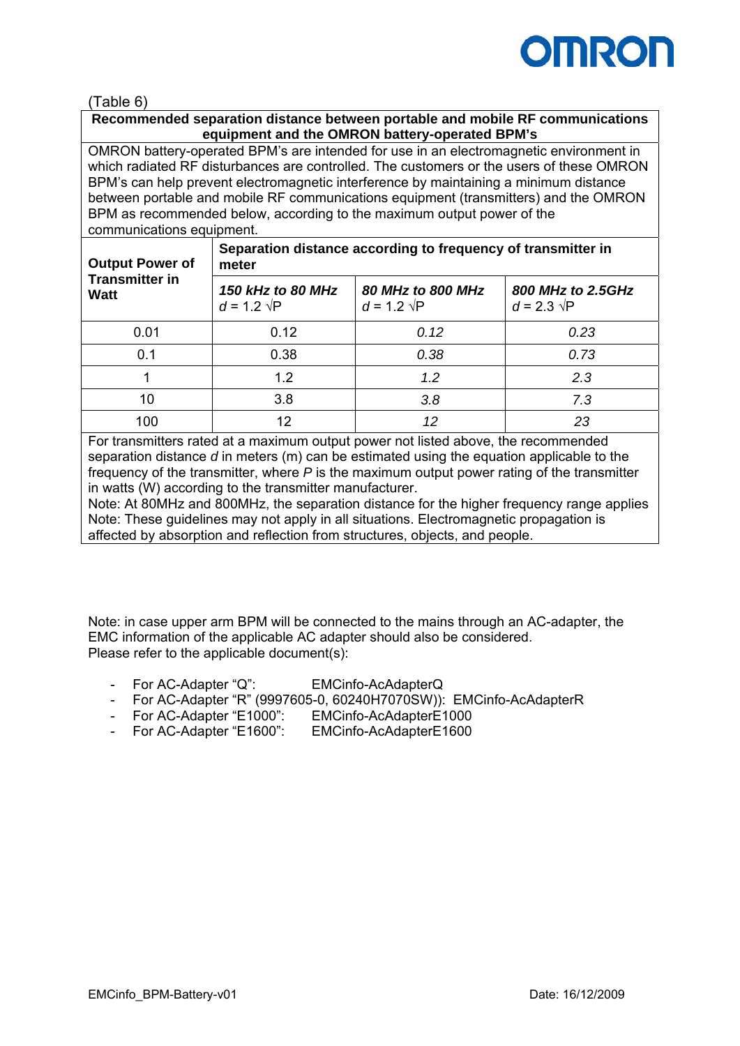(Table 6)

| Recommended separation distance between portable and mobile RF communications equipment and the OMRON battery-operated BPM's | | | |
|---|---|---|---|
| OMRON battery-operated BPM's are intended for use in an electromagnetic environment in which radiated RF disturbances are controlled. The customers or the users of these OMRON BPM's can help prevent electromagnetic interference by maintaining a minimum distance between portable and mobile RF communications equipment (transmitters) and the OMRON BPM as recommended below, according to the maximum output power of the communications equipment. | | | |
| **Output Power of Transmitter in Watt** | **Separation distance according to frequency of transmitter in meter** | | |
| | ***150 kHz to 80 MHz*** $d = 1.2\sqrt{P}$ | ***80 MHz to 800 MHz*** $d = 1.2\sqrt{P}$ | ***800 MHz to 2.5GHz*** $d = 2.3\sqrt{P}$ |
| 0.01 | 0.12 | *0.12* | *0.23* |
| 0.1 | 0.38 | *0.38* | *0.73* |
| 1 | 1.2 | *1.2* | *2.3* |
| 10 | 3.8 | *3.8* | *7.3* |
| 100 | 12 | *12* | *23* |
| For transmitters rated at a maximum output power not listed above, the recommended separation distance *d* in meters (m) can be estimated using the equation applicable to the frequency of the transmitter, where *P* is the maximum output power rating of the transmitter in watts (W) according to the transmitter manufacturer. Note: At 80MHz and 800MHz, the separation distance for the higher frequency range applies Note: These guidelines may not apply in all situations. Electromagnetic propagation is affected by absorption and reflection from structures, objects, and people. | | | |

Note: in case upper arm BPM will be connected to the mains through an AC-adapter, the EMC information of the applicable AC adapter should also be considered.
Please refer to the applicable document(s):

- For AC-Adapter "Q": EMCinfo-AcAdapterQ
- For AC-Adapter "R" (9997605-0, 60240H7070SW)): EMCinfo-AcAdapterR
- For AC-Adapter "E1000": EMCinfo-AcAdapterE1000
- For AC-Adapter "E1600": EMCinfo-AcAdapterE1600

EMCinfo_BPM-Battery-v01 Date: 16/12/2009